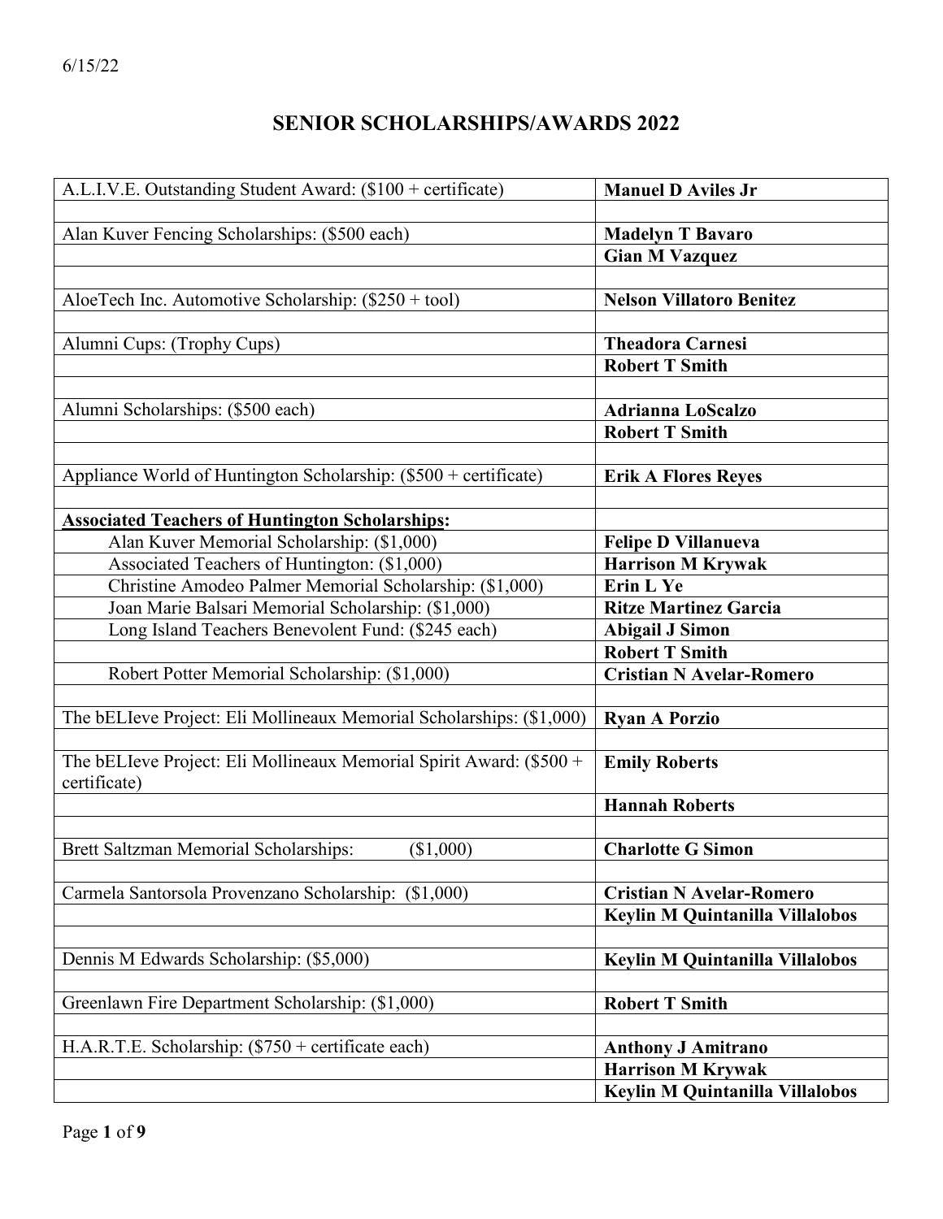6/15/22

# SENIOR SCHOLARSHIPS/AWARDS 2022

| Scholarship/Award | Recipient |
|---|---|
| A.L.I.V.E. Outstanding Student Award: ($100 + certificate) | **Manuel D Aviles Jr** |
| | |
| Alan Kuver Fencing Scholarships: ($500 each) | **Madelyn T Bavaro** |
| | **Gian M Vazquez** |
| | |
| AloeTech Inc. Automotive Scholarship: ($250 + tool) | **Nelson Villatoro Benitez** |
| | |
| Alumni Cups: (Trophy Cups) | **Theadora Carnesi** |
| | **Robert T Smith** |
| | |
| Alumni Scholarships: ($500 each) | **Adrianna LoScalzo** |
| | **Robert T Smith** |
| | |
| Appliance World of Huntington Scholarship: ($500 + certificate) | **Erik A Flores Reyes** |
| | |
| **Associated Teachers of Huntington Scholarships:** | |
| Alan Kuver Memorial Scholarship: ($1,000) | **Felipe D Villanueva** |
| Associated Teachers of Huntington: ($1,000) | **Harrison M Krywak** |
| Christine Amodeo Palmer Memorial Scholarship: ($1,000) | **Erin L Ye** |
| Joan Marie Balsari Memorial Scholarship: ($1,000) | **Ritze Martinez Garcia** |
| Long Island Teachers Benevolent Fund: ($245 each) | **Abigail J Simon** |
| | **Robert T Smith** |
| Robert Potter Memorial Scholarship: ($1,000) | **Cristian N Avelar-Romero** |
| | |
| The bELIeve Project: Eli Mollineaux Memorial Scholarships: ($1,000) | **Ryan A Porzio** |
| | |
| The bELIeve Project: Eli Mollineaux Memorial Spirit Award: ($500 + certificate) | **Emily Roberts** |
| | **Hannah Roberts** |
| | |
| Brett Saltzman Memorial Scholarships: ($1,000) | **Charlotte G Simon** |
| | |
| Carmela Santorsola Provenzano Scholarship: ($1,000) | **Cristian N Avelar-Romero** |
| | **Keylin M Quintanilla Villalobos** |
| | |
| Dennis M Edwards Scholarship: ($5,000) | **Keylin M Quintanilla Villalobos** |
| | |
| Greenlawn Fire Department Scholarship: ($1,000) | **Robert T Smith** |
| | |
| H.A.R.T.E. Scholarship: ($750 + certificate each) | **Anthony J Amitrano** |
| | **Harrison M Krywak** |
| | **Keylin M Quintanilla Villalobos** |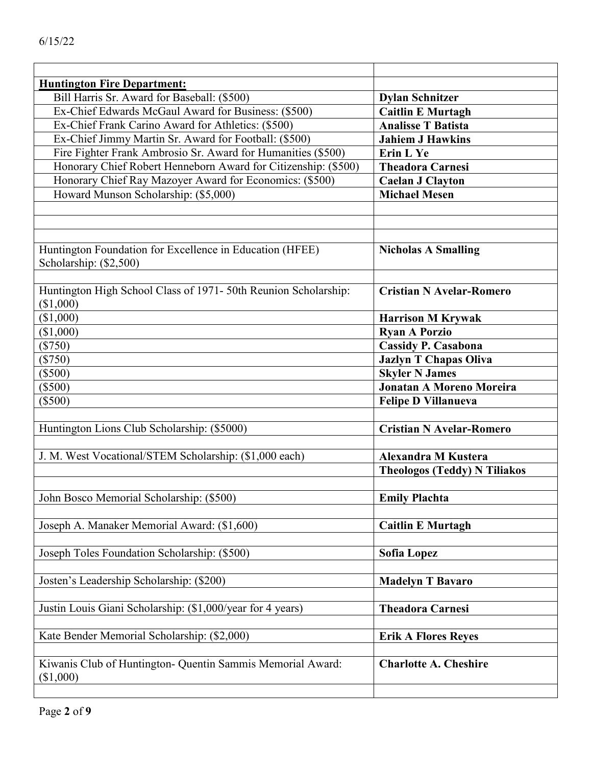| | |
|---|---|
| **Huntington Fire Department:** | |
| Bill Harris Sr. Award for Baseball: ($500) | **Dylan Schnitzer** |
| Ex-Chief Edwards McGaul Award for Business: ($500) | **Caitlin E Murtagh** |
| Ex-Chief Frank Carino Award for Athletics: ($500) | **Analisse T Batista** |
| Ex-Chief Jimmy Martin Sr. Award for Football: ($500) | **Jahiem J Hawkins** |
| Fire Fighter Frank Ambrosio Sr. Award for Humanities ($500) | **Erin L Ye** |
| Honorary Chief Robert Henneborn Award for Citizenship: ($500) | **Theadora Carnesi** |
| Honorary Chief Ray Mazoyer Award for Economics: ($500) | **Caelan J Clayton** |
| Howard Munson Scholarship: ($5,000) | **Michael Mesen** |
| | |
| | |
| | |
| Huntington Foundation for Excellence in Education (HFEE) Scholarship: ($2,500) | **Nicholas A Smalling** |
| | |
| Huntington High School Class of 1971- 50th Reunion Scholarship: ($1,000) | **Cristian N Avelar-Romero** |
| ($1,000) | **Harrison M Krywak** |
| ($1,000) | **Ryan A Porzio** |
| ($750) | **Cassidy P. Casabona** |
| ($750) | **Jazlyn T Chapas Oliva** |
| ($500) | **Skyler N James** |
| ($500) | **Jonatan A Moreno Moreira** |
| ($500) | **Felipe D Villanueva** |
| | |
| Huntington Lions Club Scholarship: ($5000) | **Cristian N Avelar-Romero** |
| | |
| J. M. West Vocational/STEM Scholarship: ($1,000 each) | **Alexandra M Kustera** |
| | **Theologos (Teddy) N Tiliakos** |
| | |
| John Bosco Memorial Scholarship: ($500) | **Emily Plachta** |
| | |
| Joseph A. Manaker Memorial Award: ($1,600) | **Caitlin E Murtagh** |
| | |
| Joseph Toles Foundation Scholarship: ($500) | **Sofia Lopez** |
| | |
| Josten's Leadership Scholarship: ($200) | **Madelyn T Bavaro** |
| | |
| Justin Louis Giani Scholarship: ($1,000/year for 4 years) | **Theadora Carnesi** |
| | |
| Kate Bender Memorial Scholarship: ($2,000) | **Erik A Flores Reyes** |
| | |
| Kiwanis Club of Huntington- Quentin Sammis Memorial Award: ($1,000) | **Charlotte A. Cheshire** |
| | |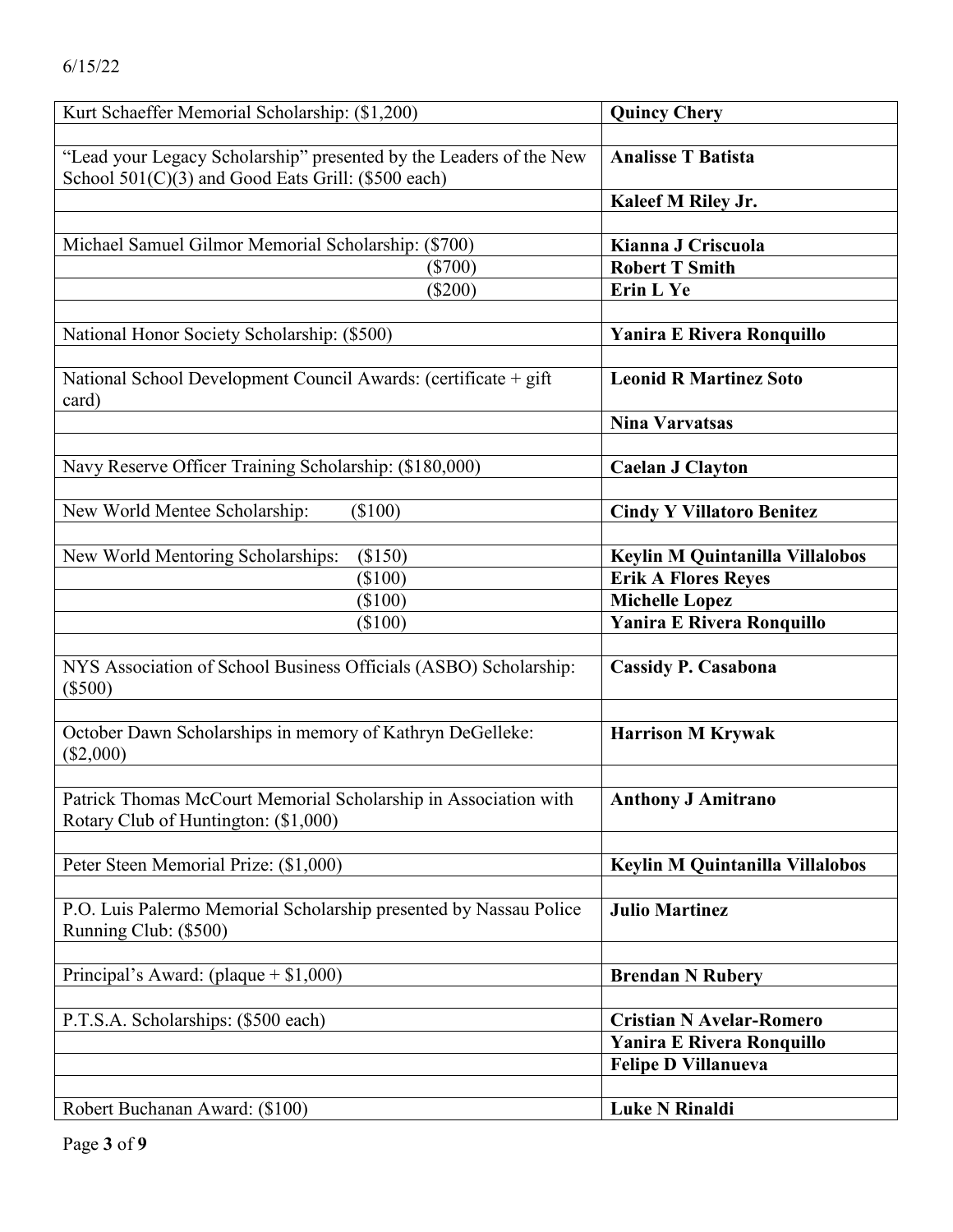6/15/22

| Scholarship | Recipient |
|---|---|
| Kurt Schaeffer Memorial Scholarship: ($1,200) | **Quincy Chery** |
| | |
| "Lead your Legacy Scholarship" presented by the Leaders of the New School 501(C)(3) and Good Eats Grill: ($500 each) | **Analisse T Batista** |
| | **Kaleef M Riley Jr.** |
| | |
| Michael Samuel Gilmor Memorial Scholarship: ($700) | **Kianna J Criscuola** |
| ($700) | **Robert T Smith** |
| ($200) | **Erin L Ye** |
| | |
| National Honor Society Scholarship: ($500) | **Yanira E Rivera Ronquillo** |
| | |
| National School Development Council Awards: (certificate + gift card) | **Leonid R Martinez Soto** |
| | **Nina Varvatsas** |
| | |
| Navy Reserve Officer Training Scholarship: ($180,000) | **Caelan J Clayton** |
| | |
| New World Mentee Scholarship: ($100) | **Cindy Y Villatoro Benitez** |
| | |
| New World Mentoring Scholarships: ($150) | **Keylin M Quintanilla Villalobos** |
| ($100) | **Erik A Flores Reyes** |
| ($100) | **Michelle Lopez** |
| ($100) | **Yanira E Rivera Ronquillo** |
| | |
| NYS Association of School Business Officials (ASBO) Scholarship: ($500) | **Cassidy P. Casabona** |
| | |
| October Dawn Scholarships in memory of Kathryn DeGelleke: ($2,000) | **Harrison M Krywak** |
| | |
| Patrick Thomas McCourt Memorial Scholarship in Association with Rotary Club of Huntington: ($1,000) | **Anthony J Amitrano** |
| | |
| Peter Steen Memorial Prize: ($1,000) | **Keylin M Quintanilla Villalobos** |
| | |
| P.O. Luis Palermo Memorial Scholarship presented by Nassau Police Running Club: ($500) | **Julio Martinez** |
| | |
| Principal's Award: (plaque + $1,000) | **Brendan N Rubery** |
| | |
| P.T.S.A. Scholarships: ($500 each) | **Cristian N Avelar-Romero** |
| | **Yanira E Rivera Ronquillo** |
| | **Felipe D Villanueva** |
| | |
| Robert Buchanan Award: ($100) | **Luke N Rinaldi** |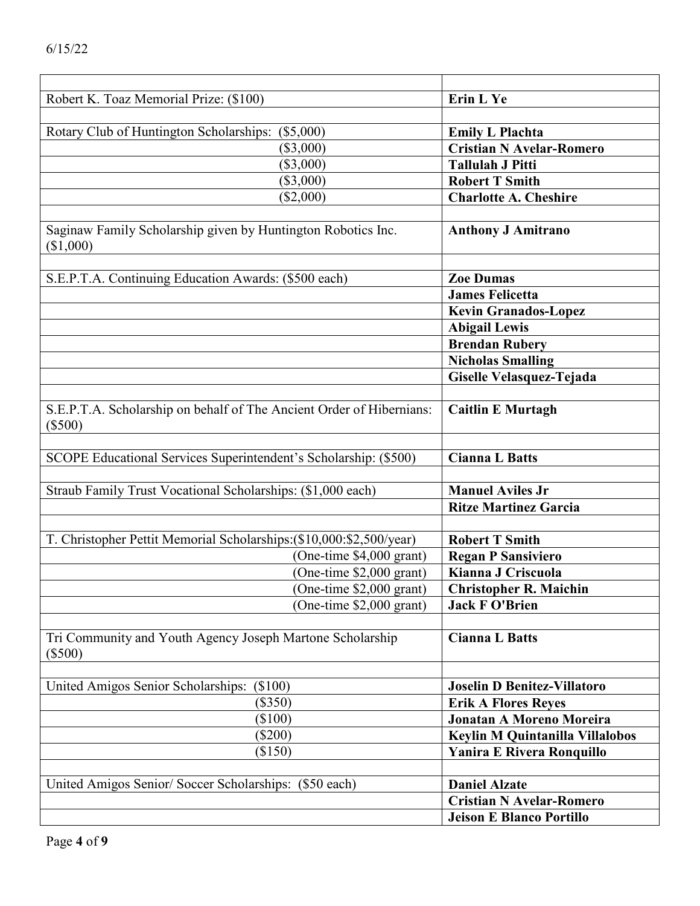| | |
|---|---|
| Robert K. Toaz Memorial Prize: ($100) | **Erin L Ye** |
| | |
| Rotary Club of Huntington Scholarships: ($5,000) | **Emily L Plachta** |
| ($3,000) | **Cristian N Avelar-Romero** |
| ($3,000) | **Tallulah J Pitti** |
| ($3,000) | **Robert T Smith** |
| ($2,000) | **Charlotte A. Cheshire** |
| | |
| Saginaw Family Scholarship given by Huntington Robotics Inc. ($1,000) | **Anthony J Amitrano** |
| | |
| S.E.P.T.A. Continuing Education Awards: ($500 each) | **Zoe Dumas** |
| | **James Felicetta** |
| | **Kevin Granados-Lopez** |
| | **Abigail Lewis** |
| | **Brendan Rubery** |
| | **Nicholas Smalling** |
| | **Giselle Velasquez-Tejada** |
| | |
| S.E.P.T.A. Scholarship on behalf of The Ancient Order of Hibernians: ($500) | **Caitlin E Murtagh** |
| | |
| SCOPE Educational Services Superintendent's Scholarship: ($500) | **Cianna L Batts** |
| | |
| Straub Family Trust Vocational Scholarships: ($1,000 each) | **Manuel Aviles Jr** |
| | **Ritze Martinez Garcia** |
| | |
| T. Christopher Pettit Memorial Scholarships:($10,000:$2,500/year) | **Robert T Smith** |
| (One-time $4,000 grant) | **Regan P Sansiviero** |
| (One-time $2,000 grant) | **Kianna J Criscuola** |
| (One-time $2,000 grant) | **Christopher R. Maichin** |
| (One-time $2,000 grant) | **Jack F O'Brien** |
| | |
| Tri Community and Youth Agency Joseph Martone Scholarship ($500) | **Cianna L Batts** |
| | |
| United Amigos Senior Scholarships: ($100) | **Joselin D Benitez-Villatoro** |
| ($350) | **Erik A Flores Reyes** |
| ($100) | **Jonatan A Moreno Moreira** |
| ($200) | **Keylin M Quintanilla Villalobos** |
| ($150) | **Yanira E Rivera Ronquillo** |
| | |
| United Amigos Senior/ Soccer Scholarships: ($50 each) | **Daniel Alzate** |
| | **Cristian N Avelar-Romero** |
| | **Jeison E Blanco Portillo** |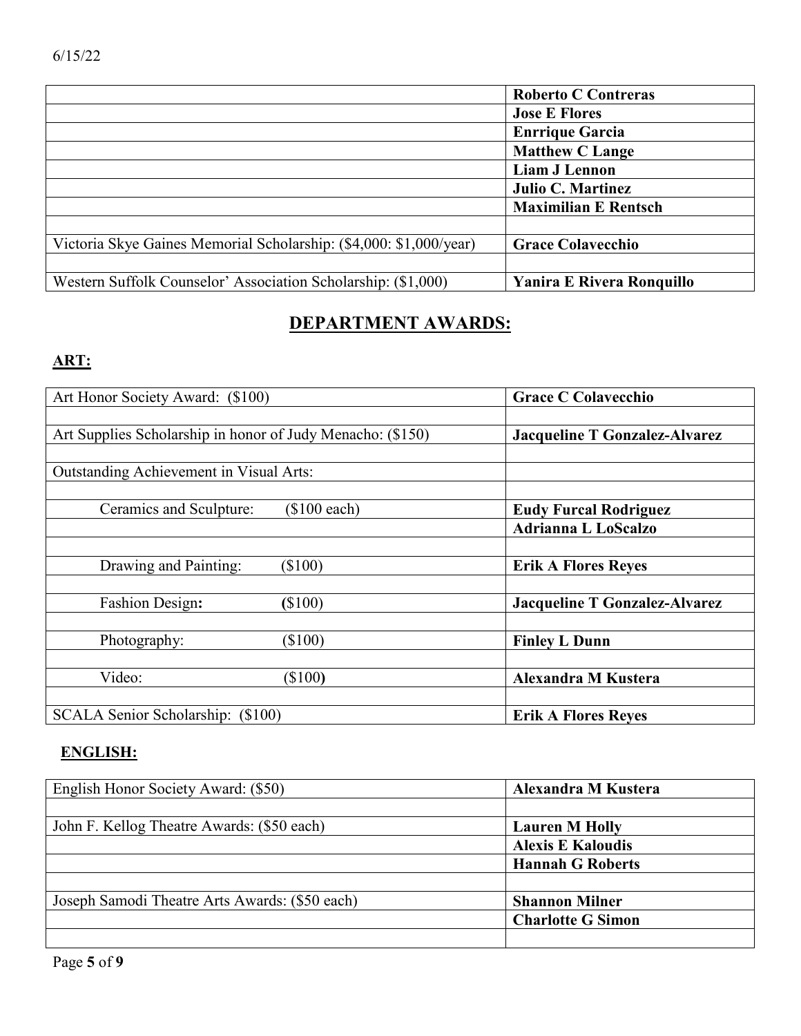| | |
|---|---|
| | **Roberto C Contreras** |
| | **Jose E Flores** |
| | **Enrrique Garcia** |
| | **Matthew C Lange** |
| | **Liam J Lennon** |
| | **Julio C. Martinez** |
| | **Maximilian E Rentsch** |
| | |
| Victoria Skye Gaines Memorial Scholarship: ($4,000: $1,000/year) | **Grace Colavecchio** |
| | |
| Western Suffolk Counselor' Association Scholarship: ($1,000) | **Yanira E Rivera Ronquillo** |

## DEPARTMENT AWARDS:

### ART:

| | |
|---|---|
| Art Honor Society Award: ($100) | **Grace C Colavecchio** |
| | |
| Art Supplies Scholarship in honor of Judy Menacho: ($150) | **Jacqueline T Gonzalez-Alvarez** |
| | |
| Outstanding Achievement in Visual Arts: | |
| | |
| Ceramics and Sculpture: ($100 each) | **Eudy Furcal Rodriguez** |
| | **Adrianna L LoScalzo** |
| | |
| Drawing and Painting: ($100) | **Erik A Flores Reyes** |
| | |
| Fashion Design: ($100) | **Jacqueline T Gonzalez-Alvarez** |
| | |
| Photography: ($100) | **Finley L Dunn** |
| | |
| Video: ($100) | **Alexandra M Kustera** |
| | |
| SCALA Senior Scholarship: ($100) | **Erik A Flores Reyes** |

### ENGLISH:

| | |
|---|---|
| English Honor Society Award: ($50) | **Alexandra M Kustera** |
| | |
| John F. Kellog Theatre Awards: ($50 each) | **Lauren M Holly** |
| | **Alexis E Kaloudis** |
| | **Hannah G Roberts** |
| | |
| Joseph Samodi Theatre Arts Awards: ($50 each) | **Shannon Milner** |
| | **Charlotte G Simon** |
| | |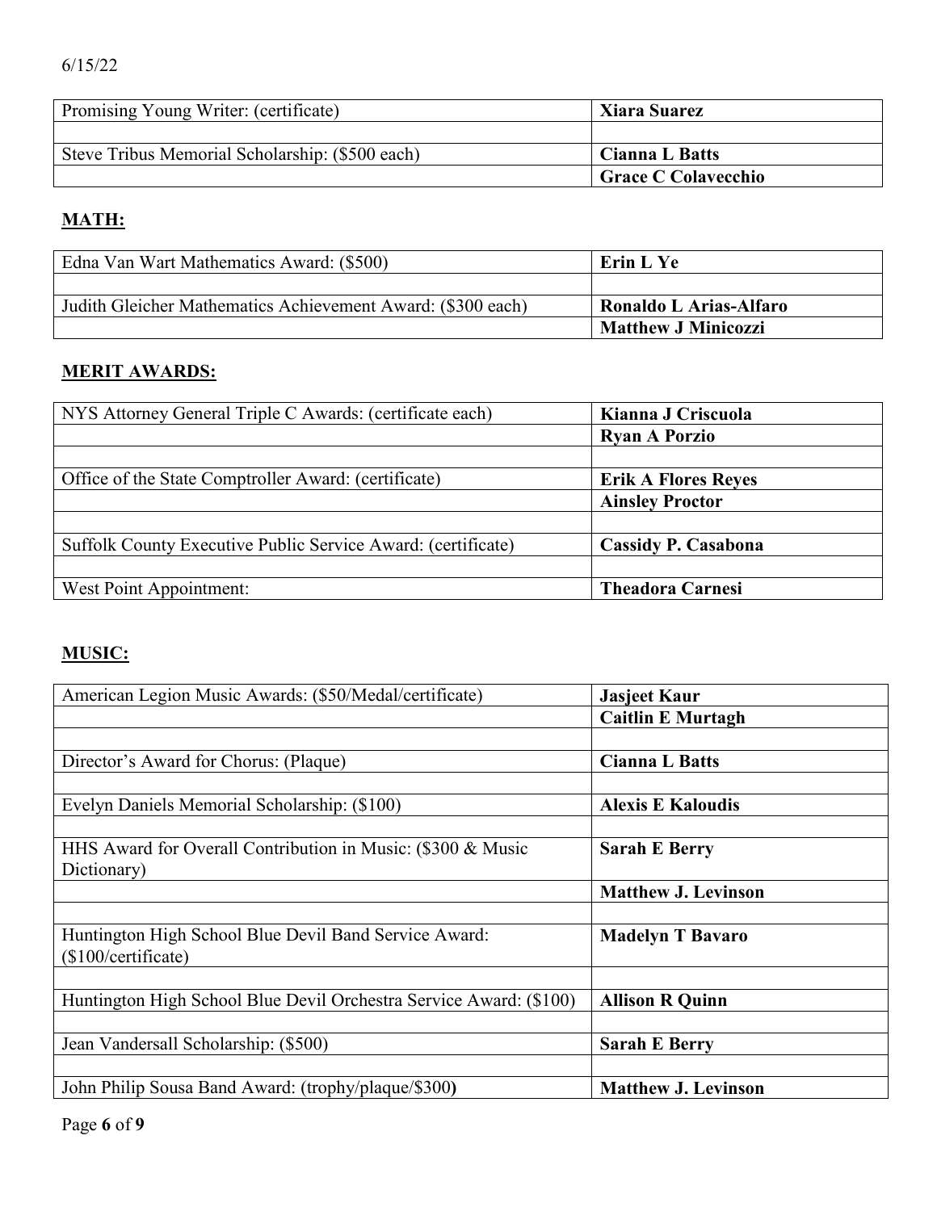6/15/22

| | |
|---|---|
| Promising Young Writer: (certificate) | **Xiara Suarez** |
| | |
| Steve Tribus Memorial Scholarship: ($500 each) | **Cianna L Batts** |
| | **Grace C Colavecchio** |

## MATH:

| | |
|---|---|
| Edna Van Wart Mathematics Award: ($500) | **Erin L Ye** |
| | |
| Judith Gleicher Mathematics Achievement Award: ($300 each) | **Ronaldo L Arias-Alfaro** |
| | **Matthew J Minicozzi** |

## MERIT AWARDS:

| | |
|---|---|
| NYS Attorney General Triple C Awards: (certificate each) | **Kianna J Criscuola** |
| | **Ryan A Porzio** |
| | |
| Office of the State Comptroller Award: (certificate) | **Erik A Flores Reyes** |
| | **Ainsley Proctor** |
| | |
| Suffolk County Executive Public Service Award: (certificate) | **Cassidy P. Casabona** |
| | |
| West Point Appointment: | **Theadora Carnesi** |

## MUSIC:

| | |
|---|---|
| American Legion Music Awards: ($50/Medal/certificate) | **Jasjeet Kaur** |
| | **Caitlin E Murtagh** |
| | |
| Director's Award for Chorus: (Plaque) | **Cianna L Batts** |
| | |
| Evelyn Daniels Memorial Scholarship: ($100) | **Alexis E Kaloudis** |
| | |
| HHS Award for Overall Contribution in Music: ($300 & Music Dictionary) | **Sarah E Berry** |
| | **Matthew J. Levinson** |
| | |
| Huntington High School Blue Devil Band Service Award: ($100/certificate) | **Madelyn T Bavaro** |
| | |
| Huntington High School Blue Devil Orchestra Service Award: ($100) | **Allison R Quinn** |
| | |
| Jean Vandersall Scholarship: ($500) | **Sarah E Berry** |
| | |
| John Philip Sousa Band Award: (trophy/plaque/$300) | **Matthew J. Levinson** |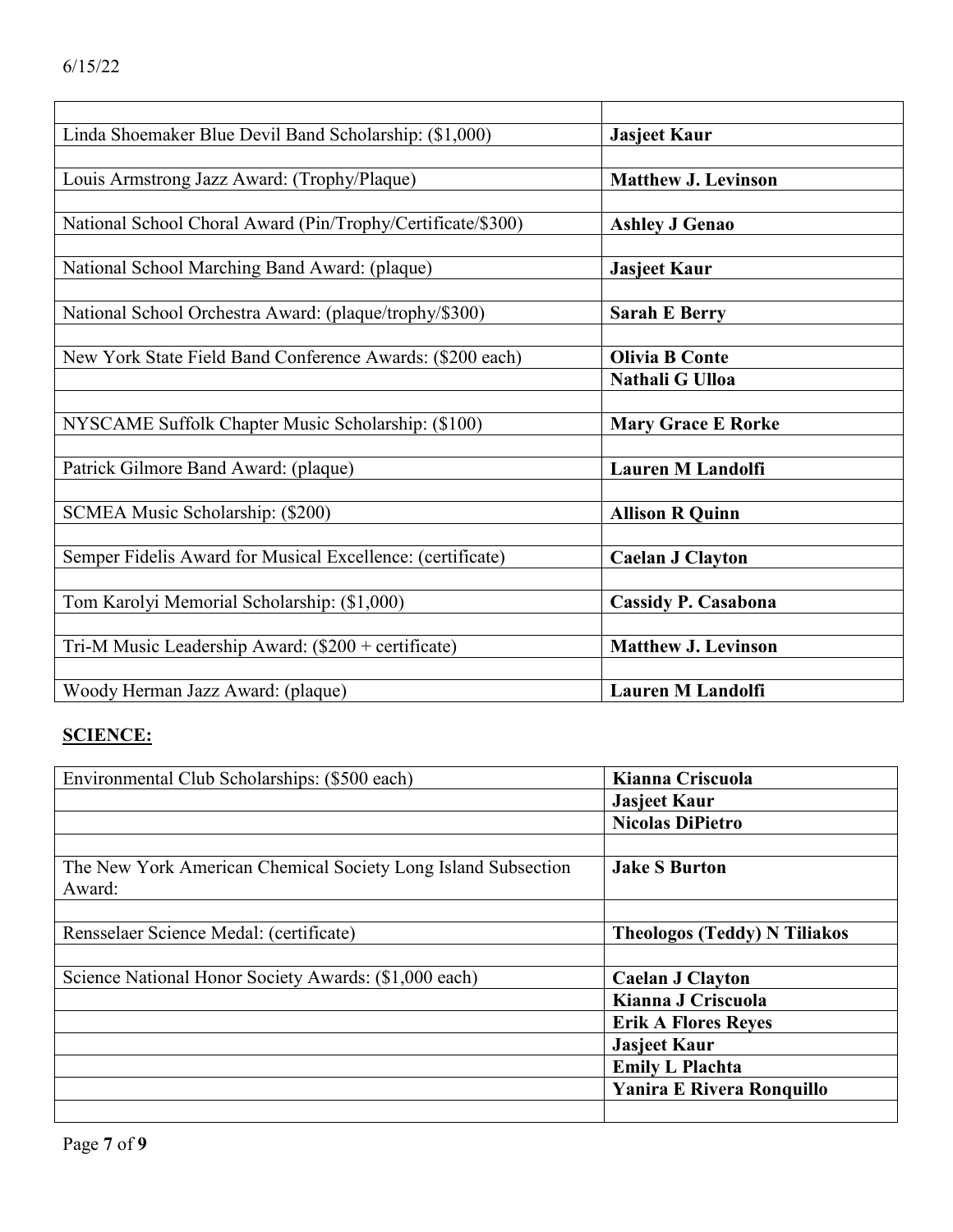| | |
|---|---|
| Linda Shoemaker Blue Devil Band Scholarship: ($1,000) | **Jasjeet Kaur** |
| | |
| Louis Armstrong Jazz Award: (Trophy/Plaque) | **Matthew J. Levinson** |
| | |
| National School Choral Award (Pin/Trophy/Certificate/$300) | **Ashley J Genao** |
| | |
| National School Marching Band Award: (plaque) | **Jasjeet Kaur** |
| | |
| National School Orchestra Award: (plaque/trophy/$300) | **Sarah E Berry** |
| | |
| New York State Field Band Conference Awards: ($200 each) | **Olivia B Conte** |
| | **Nathali G Ulloa** |
| | |
| NYSCAME Suffolk Chapter Music Scholarship: ($100) | **Mary Grace E Rorke** |
| | |
| Patrick Gilmore Band Award: (plaque) | **Lauren M Landolfi** |
| | |
| SCMEA Music Scholarship: ($200) | **Allison R Quinn** |
| | |
| Semper Fidelis Award for Musical Excellence: (certificate) | **Caelan J Clayton** |
| | |
| Tom Karolyi Memorial Scholarship: ($1,000) | **Cassidy P. Casabona** |
| | |
| Tri-M Music Leadership Award: ($200 + certificate) | **Matthew J. Levinson** |
| | |
| Woody Herman Jazz Award: (plaque) | **Lauren M Landolfi** |

## SCIENCE:

| | |
|---|---|
| Environmental Club Scholarships: ($500 each) | **Kianna Criscuola** |
| | **Jasjeet Kaur** |
| | **Nicolas DiPietro** |
| | |
| The New York American Chemical Society Long Island Subsection Award: | **Jake S Burton** |
| | |
| Rensselaer Science Medal: (certificate) | **Theologos (Teddy) N Tiliakos** |
| | |
| Science National Honor Society Awards: ($1,000 each) | **Caelan J Clayton** |
| | **Kianna J Criscuola** |
| | **Erik A Flores Reyes** |
| | **Jasjeet Kaur** |
| | **Emily L Plachta** |
| | **Yanira E Rivera Ronquillo** |
| | |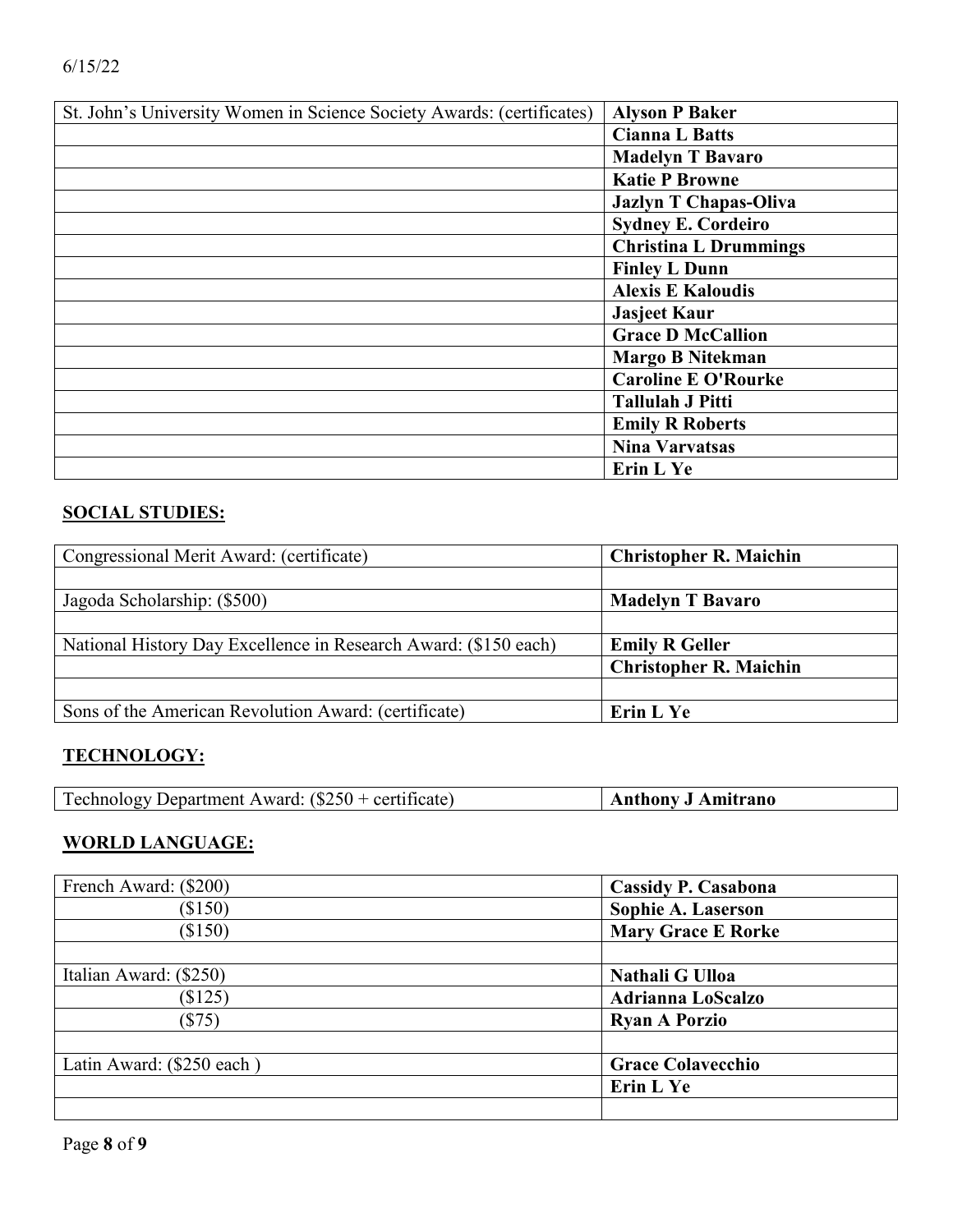| St. John's University Women in Science Society Awards: (certificates) | **Alyson P Baker** |
| --- | --- |
| | **Cianna L Batts** |
| | **Madelyn T Bavaro** |
| | **Katie P Browne** |
| | **Jazlyn T Chapas-Oliva** |
| | **Sydney E. Cordeiro** |
| | **Christina L Drummings** |
| | **Finley L Dunn** |
| | **Alexis E Kaloudis** |
| | **Jasjeet Kaur** |
| | **Grace D McCallion** |
| | **Margo B Nitekman** |
| | **Caroline E O'Rourke** |
| | **Tallulah J Pitti** |
| | **Emily R Roberts** |
| | **Nina Varvatsas** |
| | **Erin L Ye** |

## SOCIAL STUDIES:

| Congressional Merit Award: (certificate) | **Christopher R. Maichin** |
| --- | --- |
| | |
| Jagoda Scholarship: ($500) | **Madelyn T Bavaro** |
| | |
| National History Day Excellence in Research Award: ($150 each) | **Emily R Geller** |
| | **Christopher R. Maichin** |
| | |
| Sons of the American Revolution Award: (certificate) | **Erin L Ye** |

## TECHNOLOGY:

| Technology Department Award: ($250 + certificate) | **Anthony J Amitrano** |
| --- | --- |

## WORLD LANGUAGE:

| French Award: ($200) | **Cassidy P. Casabona** |
| --- | --- |
| ($150) | **Sophie A. Laserson** |
| ($150) | **Mary Grace E Rorke** |
| | |
| Italian Award: ($250) | **Nathali G Ulloa** |
| ($125) | **Adrianna LoScalzo** |
| ($75) | **Ryan A Porzio** |
| | |
| Latin Award: ($250 each ) | **Grace Colavecchio** |
| | **Erin L Ye** |
| | |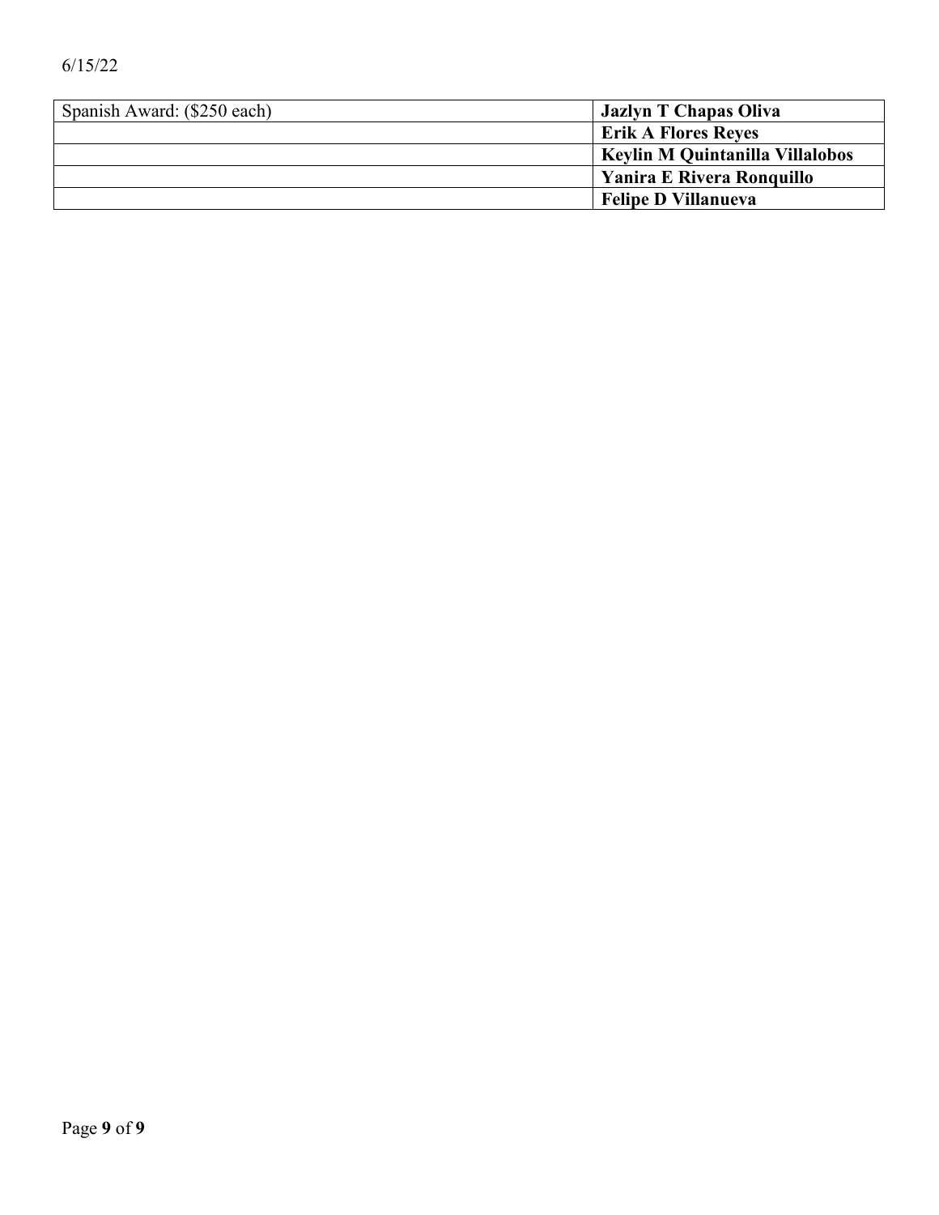6/15/22

| | |
|---|---|
| Spanish Award: ($250 each) | **Jazlyn T Chapas Oliva** |
| | **Erik A Flores Reyes** |
| | **Keylin M Quintanilla Villalobos** |
| | **Yanira E Rivera Ronquillo** |
| | **Felipe D Villanueva** |